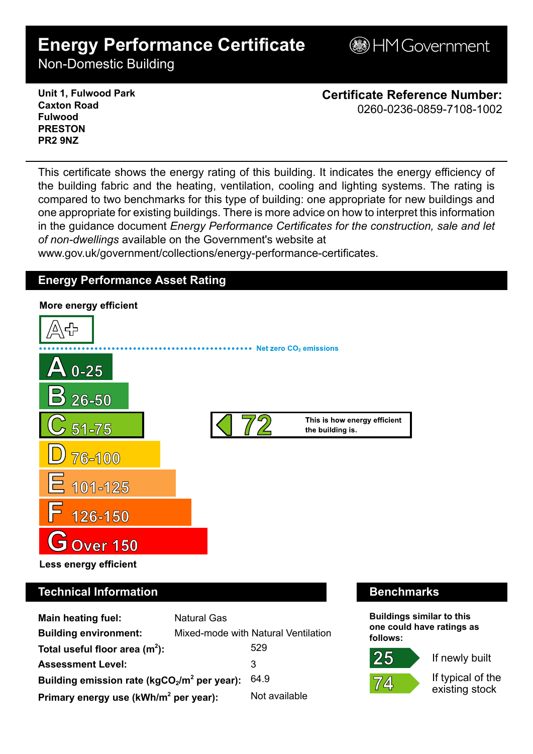# Energy Performance Certificate

Non-Domestic Building

HM Government

**Unit 1, Fulwood Park**
**Caxton Road**
**Fulwood**
**PRESTON**
**PR2 9NZ**

**Certificate Reference Number:**
0260-0236-0859-7108-1002

This certificate shows the energy rating of this building. It indicates the energy efficiency of the building fabric and the heating, ventilation, cooling and lighting systems. The rating is compared to two benchmarks for this type of building: one appropriate for new buildings and one appropriate for existing buildings. There is more advice on how to interpret this information in the guidance document *Energy Performance Certificates for the construction, sale and let of non-dwellings* available on the Government's website at www.gov.uk/government/collections/energy-performance-certificates.

## Energy Performance Asset Rating

**More energy efficient**

A+

Net zero $CO_2$ emissions

- A 0-25
- B 26-50
- C 51-75
- D 76-100
- E 101-125
- F 126-150
- G Over 150

**Less energy efficient**

**72** — This is how energy efficient the building is.

## Technical Information

| | |
|---|---|
| **Main heating fuel:** | Natural Gas |
| **Building environment:** | Mixed-mode with Natural Ventilation |
| **Total useful floor area ($m^2$):** | 529 |
| **Assessment Level:** | 3 |
| **Building emission rate ($kgCO_2/m^2$ per year):** | 64.9 |
| **Primary energy use ($kWh/m^2$ per year):** | Not available |

## Benchmarks

**Buildings similar to this one could have ratings as follows:**

- **25** — If newly built
- **74** — If typical of the existing stock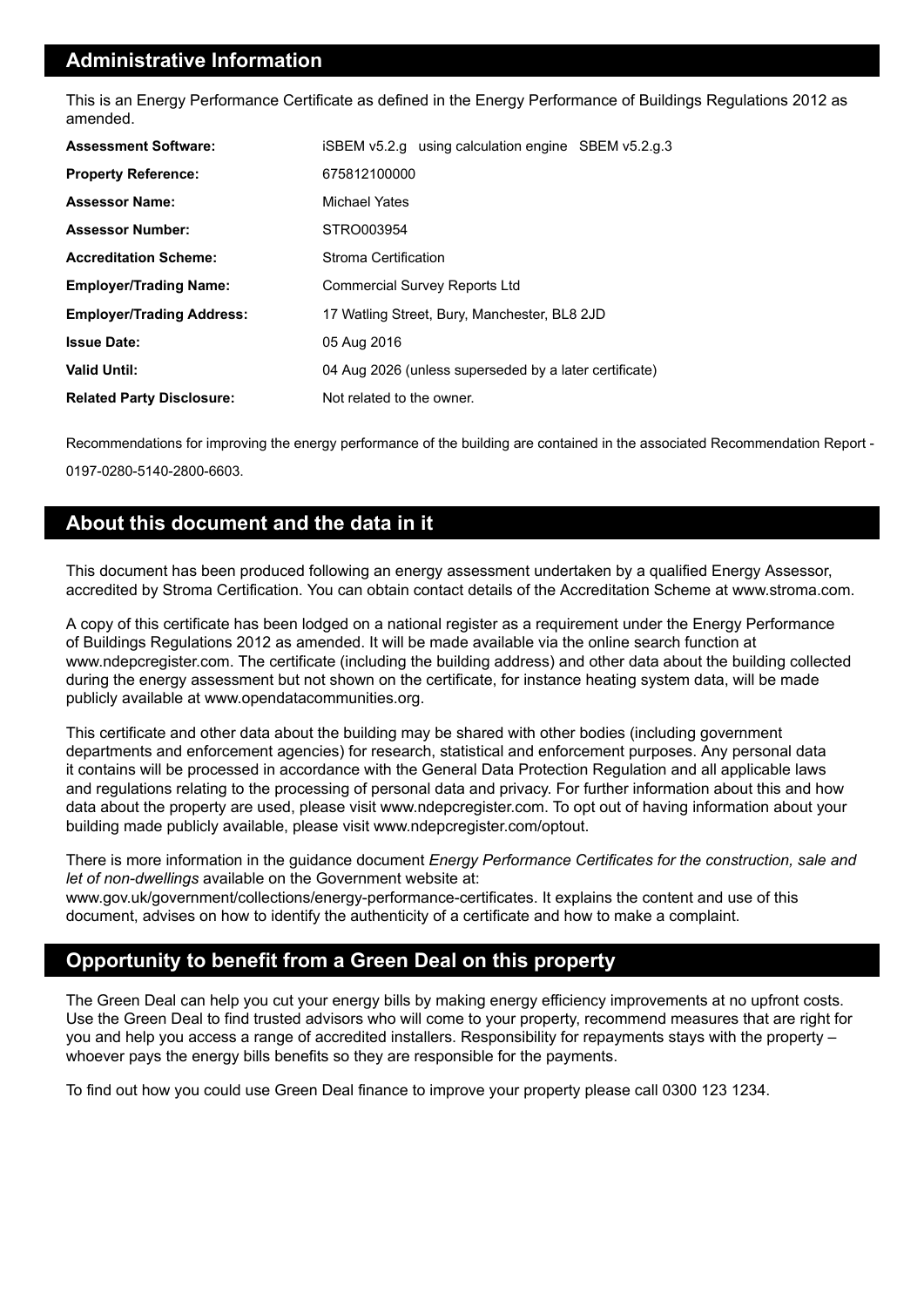## Administrative Information

This is an Energy Performance Certificate as defined in the Energy Performance of Buildings Regulations 2012 as amended.

| | |
|---|---|
| **Assessment Software:** | iSBEM v5.2.g using calculation engine SBEM v5.2.g.3 |
| **Property Reference:** | 675812100000 |
| **Assessor Name:** | Michael Yates |
| **Assessor Number:** | STRO003954 |
| **Accreditation Scheme:** | Stroma Certification |
| **Employer/Trading Name:** | Commercial Survey Reports Ltd |
| **Employer/Trading Address:** | 17 Watling Street, Bury, Manchester, BL8 2JD |
| **Issue Date:** | 05 Aug 2016 |
| **Valid Until:** | 04 Aug 2026 (unless superseded by a later certificate) |
| **Related Party Disclosure:** | Not related to the owner. |

Recommendations for improving the energy performance of the building are contained in the associated Recommendation Report - 0197-0280-5140-2800-6603.

## About this document and the data in it

This document has been produced following an energy assessment undertaken by a qualified Energy Assessor, accredited by Stroma Certification. You can obtain contact details of the Accreditation Scheme at www.stroma.com.

A copy of this certificate has been lodged on a national register as a requirement under the Energy Performance of Buildings Regulations 2012 as amended. It will be made available via the online search function at www.ndepcregister.com. The certificate (including the building address) and other data about the building collected during the energy assessment but not shown on the certificate, for instance heating system data, will be made publicly available at www.opendatacommunities.org.

This certificate and other data about the building may be shared with other bodies (including government departments and enforcement agencies) for research, statistical and enforcement purposes. Any personal data it contains will be processed in accordance with the General Data Protection Regulation and all applicable laws and regulations relating to the processing of personal data and privacy. For further information about this and how data about the property are used, please visit www.ndepcregister.com. To opt out of having information about your building made publicly available, please visit www.ndepcregister.com/optout.

There is more information in the guidance document *Energy Performance Certificates for the construction, sale and let of non-dwellings* available on the Government website at:
www.gov.uk/government/collections/energy-performance-certificates. It explains the content and use of this document, advises on how to identify the authenticity of a certificate and how to make a complaint.

## Opportunity to benefit from a Green Deal on this property

The Green Deal can help you cut your energy bills by making energy efficiency improvements at no upfront costs. Use the Green Deal to find trusted advisors who will come to your property, recommend measures that are right for you and help you access a range of accredited installers. Responsibility for repayments stays with the property – whoever pays the energy bills benefits so they are responsible for the payments.

To find out how you could use Green Deal finance to improve your property please call 0300 123 1234.